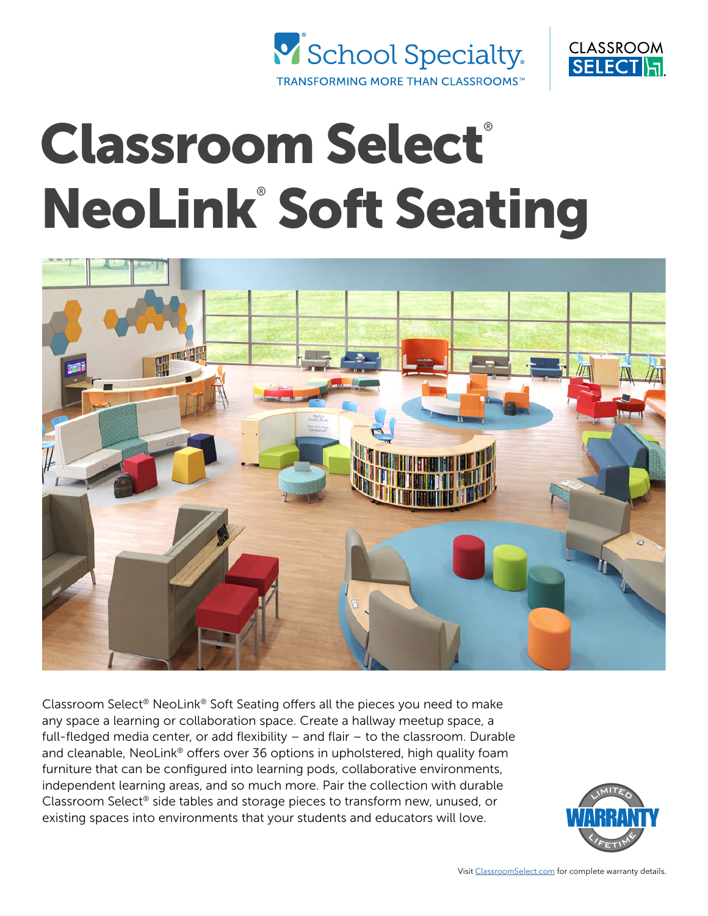School Specialty
TRANSFORMING MORE THAN CLASSROOMS™

CLASSROOM SELECT

# Classroom Select® NeoLink® Soft Seating

Classroom Select® NeoLink® Soft Seating offers all the pieces you need to make any space a learning or collaboration space. Create a hallway meetup space, a full-fledged media center, or add flexibility – and flair – to the classroom. Durable and cleanable, NeoLink® offers over 36 options in upholstered, high quality foam furniture that can be configured into learning pods, collaborative environments, independent learning areas, and so much more. Pair the collection with durable Classroom Select® side tables and storage pieces to transform new, unused, or existing spaces into environments that your students and educators will love.

LIMITED LIFETIME WARRANTY

Visit ClassroomSelect.com for complete warranty details.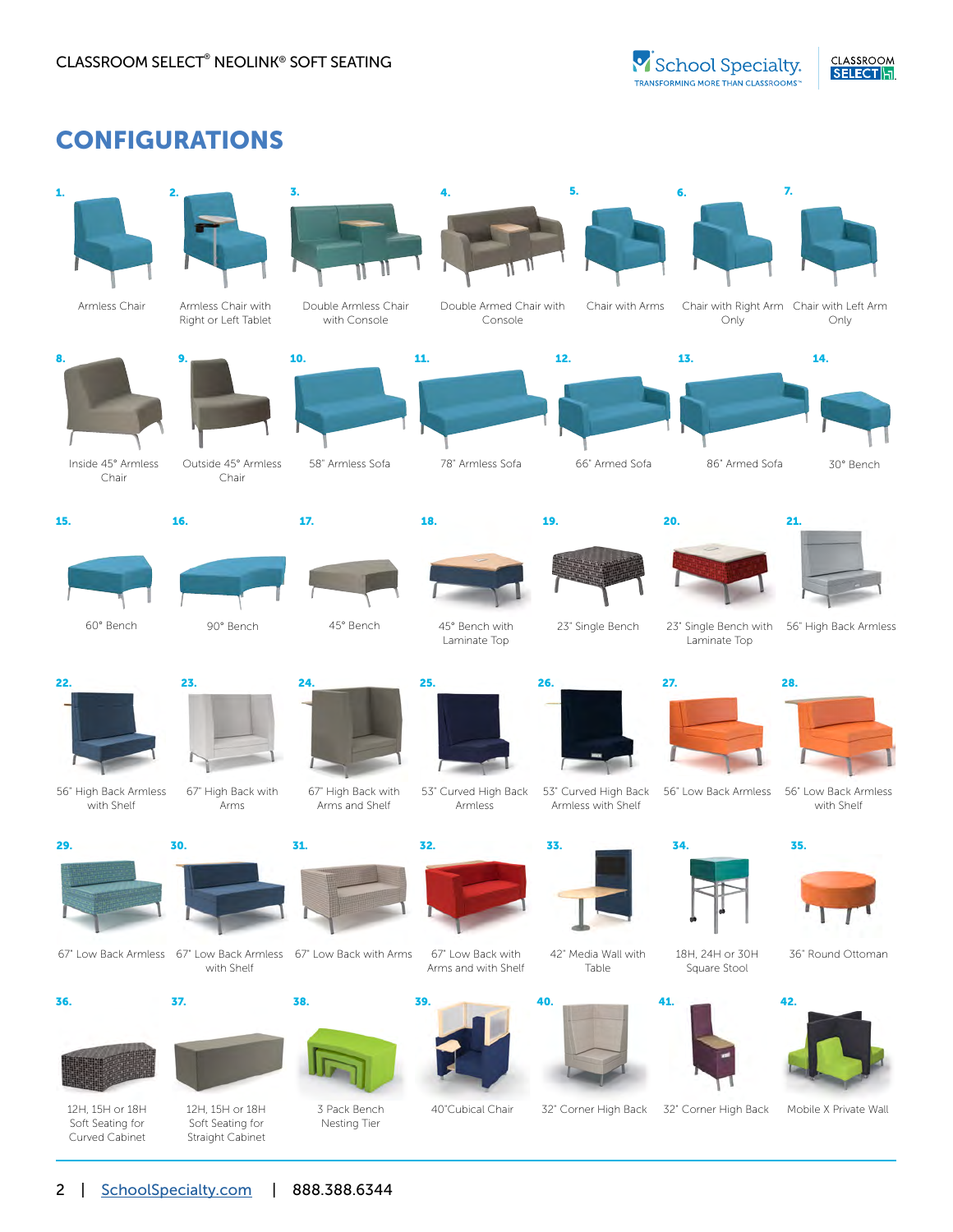# CONFIGURATIONS

1. Armless Chair
2. Armless Chair with Right or Left Tablet
3. Double Armless Chair with Console
4. Double Armed Chair with Console
5. Chair with Arms
6. Chair with Right Arm Only
7. Chair with Left Arm Only
8. Inside 45° Armless Chair
9. Outside 45° Armless Chair
10. 58" Armless Sofa
11. 78" Armless Sofa
12. 66" Armed Sofa
13. 86" Armed Sofa
14. 30° Bench
15. 60° Bench
16. 90° Bench
17. 45° Bench
18. 45° Bench with Laminate Top
19. 23" Single Bench
20. 23" Single Bench with Laminate Top
21. 56" High Back Armless
22. 56" High Back Armless with Shelf
23. 67" High Back with Arms
24. 67" High Back with Arms and Shelf
25. 53" Curved High Back Armless
26. 53" Curved High Back Armless with Shelf
27. 56" Low Back Armless
28. 56" Low Back Armless with Shelf
29. 67" Low Back Armless
30. 67" Low Back Armless with Shelf
31. 67" Low Back with Arms
32. 67" Low Back with Arms and with Shelf
33. 42" Media Wall with Table
34. 18H, 24H or 30H Square Stool
35. 36" Round Ottoman
36. 12H, 15H or 18H Soft Seating for Curved Cabinet
37. 12H, 15H or 18H Soft Seating for Straight Cabinet
38. 3 Pack Bench Nesting Tier
39. 40"Cubical Chair
40. 32" Corner High Back
41. 32" Corner High Back
42. Mobile X Private Wall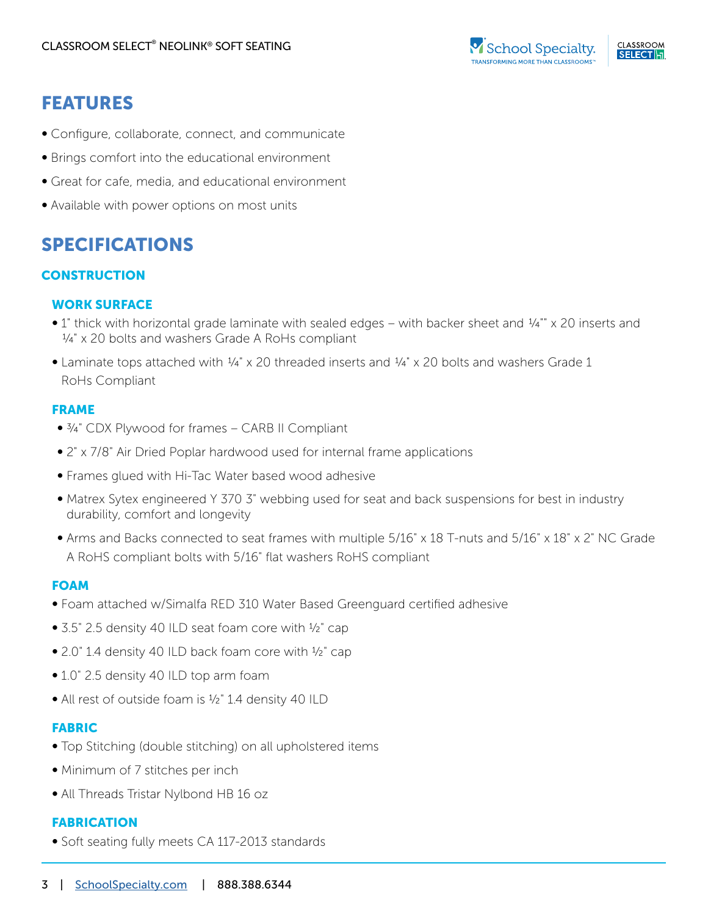## FEATURES

- Configure, collaborate, connect, and communicate
- Brings comfort into the educational environment
- Great for cafe, media, and educational environment
- Available with power options on most units

## SPECIFICATIONS

### CONSTRUCTION

#### WORK SURFACE

- 1" thick with horizontal grade laminate with sealed edges – with backer sheet and ¼"" x 20 inserts and ¼" x 20 bolts and washers Grade A RoHs compliant
- Laminate tops attached with ¼" x 20 threaded inserts and ¼" x 20 bolts and washers Grade 1 RoHs Compliant

#### FRAME

- ¾" CDX Plywood for frames – CARB II Compliant
- 2" x 7/8" Air Dried Poplar hardwood used for internal frame applications
- Frames glued with Hi-Tac Water based wood adhesive
- Matrex Sytex engineered Y 370 3" webbing used for seat and back suspensions for best in industry durability, comfort and longevity
- Arms and Backs connected to seat frames with multiple 5/16" x 18 T-nuts and 5/16" x 18" x 2" NC Grade A RoHS compliant bolts with 5/16" flat washers RoHS compliant

#### FOAM

- Foam attached w/Simalfa RED 310 Water Based Greenguard certified adhesive
- 3.5" 2.5 density 40 ILD seat foam core with ½" cap
- 2.0" 1.4 density 40 ILD back foam core with ½" cap
- 1.0" 2.5 density 40 ILD top arm foam
- All rest of outside foam is ½" 1.4 density 40 ILD

#### FABRIC

- Top Stitching (double stitching) on all upholstered items
- Minimum of 7 stitches per inch
- All Threads Tristar Nylbond HB 16 oz

#### FABRICATION

- Soft seating fully meets CA 117-2013 standards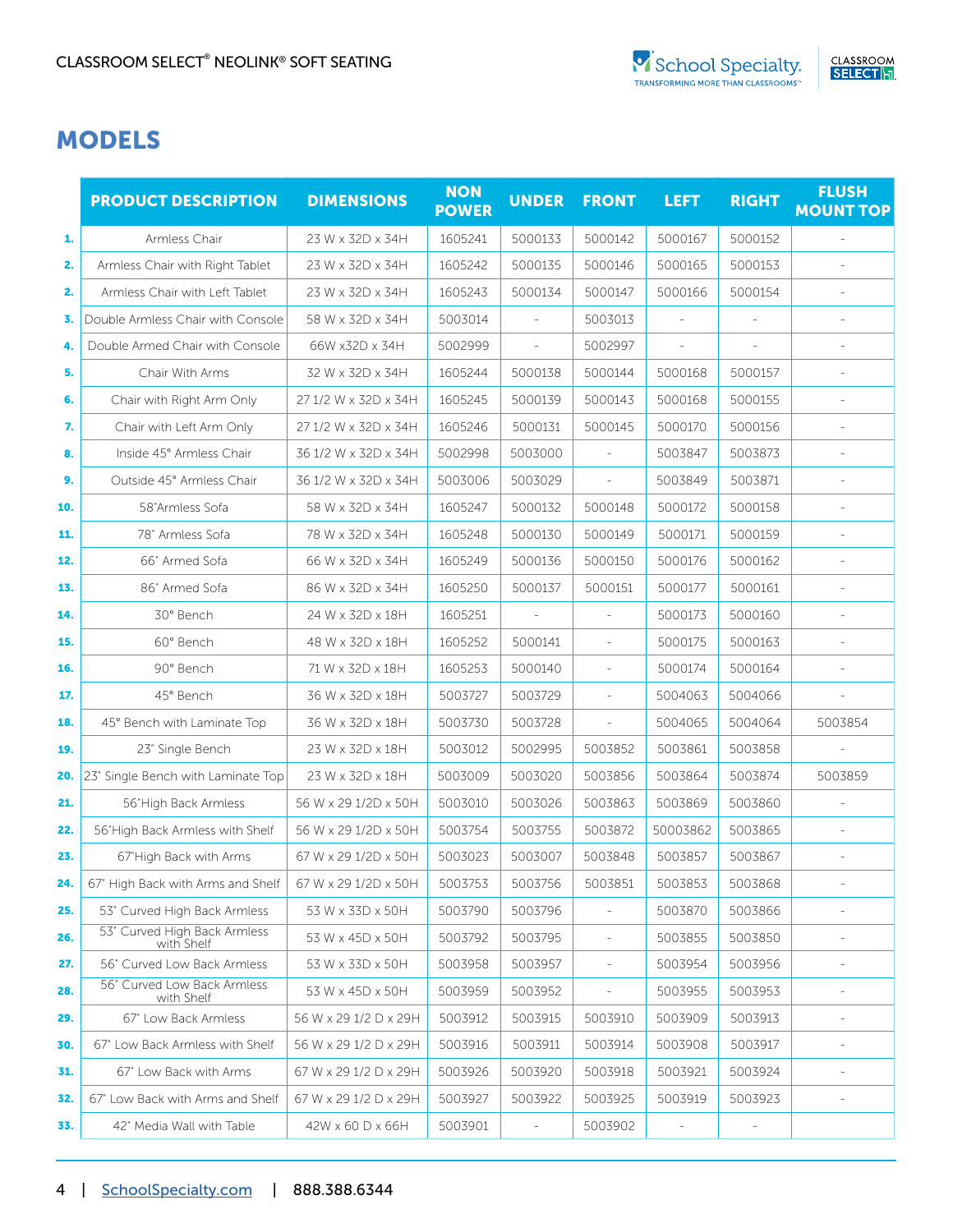CLASSROOM SELECT® NEOLINK® SOFT SEATING

# MODELS

| | PRODUCT DESCRIPTION | DIMENSIONS | NON POWER | UNDER | FRONT | LEFT | RIGHT | FLUSH MOUNT TOP |
|---|---|---|---|---|---|---|---|---|
| 1. | Armless Chair | 23 W x 32D x 34H | 1605241 | 5000133 | 5000142 | 5000167 | 5000152 | - |
| 2. | Armless Chair with Right Tablet | 23 W x 32D x 34H | 1605242 | 5000135 | 5000146 | 5000165 | 5000153 | - |
| 2. | Armless Chair with Left Tablet | 23 W x 32D x 34H | 1605243 | 5000134 | 5000147 | 5000166 | 5000154 | - |
| 3. | Double Armless Chair with Console | 58 W x 32D x 34H | 5003014 | - | 5003013 | - | - | - |
| 4. | Double Armed Chair with Console | 66W x32D x 34H | 5002999 | - | 5002997 | - | - | - |
| 5. | Chair With Arms | 32 W x 32D x 34H | 1605244 | 5000138 | 5000144 | 5000168 | 5000157 | - |
| 6. | Chair with Right Arm Only | 27 1/2 W x 32D x 34H | 1605245 | 5000139 | 5000143 | 5000168 | 5000155 | - |
| 7. | Chair with Left Arm Only | 27 1/2 W x 32D x 34H | 1605246 | 5000131 | 5000145 | 5000170 | 5000156 | - |
| 8. | Inside 45° Armless Chair | 36 1/2 W x 32D x 34H | 5002998 | 5003000 | - | 5003847 | 5003873 | - |
| 9. | Outside 45° Armless Chair | 36 1/2 W x 32D x 34H | 5003006 | 5003029 | - | 5003849 | 5003871 | - |
| 10. | 58"Armless Sofa | 58 W x 32D x 34H | 1605247 | 5000132 | 5000148 | 5000172 | 5000158 | - |
| 11. | 78" Armless Sofa | 78 W x 32D x 34H | 1605248 | 5000130 | 5000149 | 5000171 | 5000159 | - |
| 12. | 66" Armed Sofa | 66 W x 32D x 34H | 1605249 | 5000136 | 5000150 | 5000176 | 5000162 | - |
| 13. | 86" Armed Sofa | 86 W x 32D x 34H | 1605250 | 5000137 | 5000151 | 5000177 | 5000161 | - |
| 14. | 30° Bench | 24 W x 32D x 18H | 1605251 | - | - | 5000173 | 5000160 | - |
| 15. | 60° Bench | 48 W x 32D x 18H | 1605252 | 5000141 | - | 5000175 | 5000163 | - |
| 16. | 90° Bench | 71 W x 32D x 18H | 1605253 | 5000140 | - | 5000174 | 5000164 | - |
| 17. | 45° Bench | 36 W x 32D x 18H | 5003727 | 5003729 | - | 5004063 | 5004066 | - |
| 18. | 45° Bench with Laminate Top | 36 W x 32D x 18H | 5003730 | 5003728 | - | 5004065 | 5004064 | 5003854 |
| 19. | 23" Single Bench | 23 W x 32D x 18H | 5003012 | 5002995 | 5003852 | 5003861 | 5003858 | - |
| 20. | 23" Single Bench with Laminate Top | 23 W x 32D x 18H | 5003009 | 5003020 | 5003856 | 5003864 | 5003874 | 5003859 |
| 21. | 56"High Back Armless | 56 W x 29 1/2D x 50H | 5003010 | 5003026 | 5003863 | 5003869 | 5003860 | - |
| 22. | 56"High Back Armless with Shelf | 56 W x 29 1/2D x 50H | 5003754 | 5003755 | 5003872 | 50003862 | 5003865 | - |
| 23. | 67"High Back with Arms | 67 W x 29 1/2D x 50H | 5003023 | 5003007 | 5003848 | 5003857 | 5003867 | - |
| 24. | 67" High Back with Arms and Shelf | 67 W x 29 1/2D x 50H | 5003753 | 5003756 | 5003851 | 5003853 | 5003868 | - |
| 25. | 53" Curved High Back Armless | 53 W x 33D x 50H | 5003790 | 5003796 | - | 5003870 | 5003866 | - |
| 26. | 53" Curved High Back Armless with Shelf | 53 W x 45D x 50H | 5003792 | 5003795 | - | 5003855 | 5003850 | - |
| 27. | 56" Curved Low Back Armless | 53 W x 33D x 50H | 5003958 | 5003957 | - | 5003954 | 5003956 | - |
| 28. | 56" Curved Low Back Armless with Shelf | 53 W x 45D x 50H | 5003959 | 5003952 | - | 5003955 | 5003953 | - |
| 29. | 67" Low Back Armless | 56 W x 29 1/2 D x 29H | 5003912 | 5003915 | 5003910 | 5003909 | 5003913 | - |
| 30. | 67" Low Back Armless with Shelf | 56 W x 29 1/2 D x 29H | 5003916 | 5003911 | 5003914 | 5003908 | 5003917 | - |
| 31. | 67" Low Back with Arms | 67 W x 29 1/2 D x 29H | 5003926 | 5003920 | 5003918 | 5003921 | 5003924 | - |
| 32. | 67" Low Back with Arms and Shelf | 67 W x 29 1/2 D x 29H | 5003927 | 5003922 | 5003925 | 5003919 | 5003923 | - |
| 33. | 42" Media Wall with Table | 42W x 60 D x 66H | 5003901 | - | 5003902 | - | - | - |

4 | SchoolSpecialty.com | 888.388.6344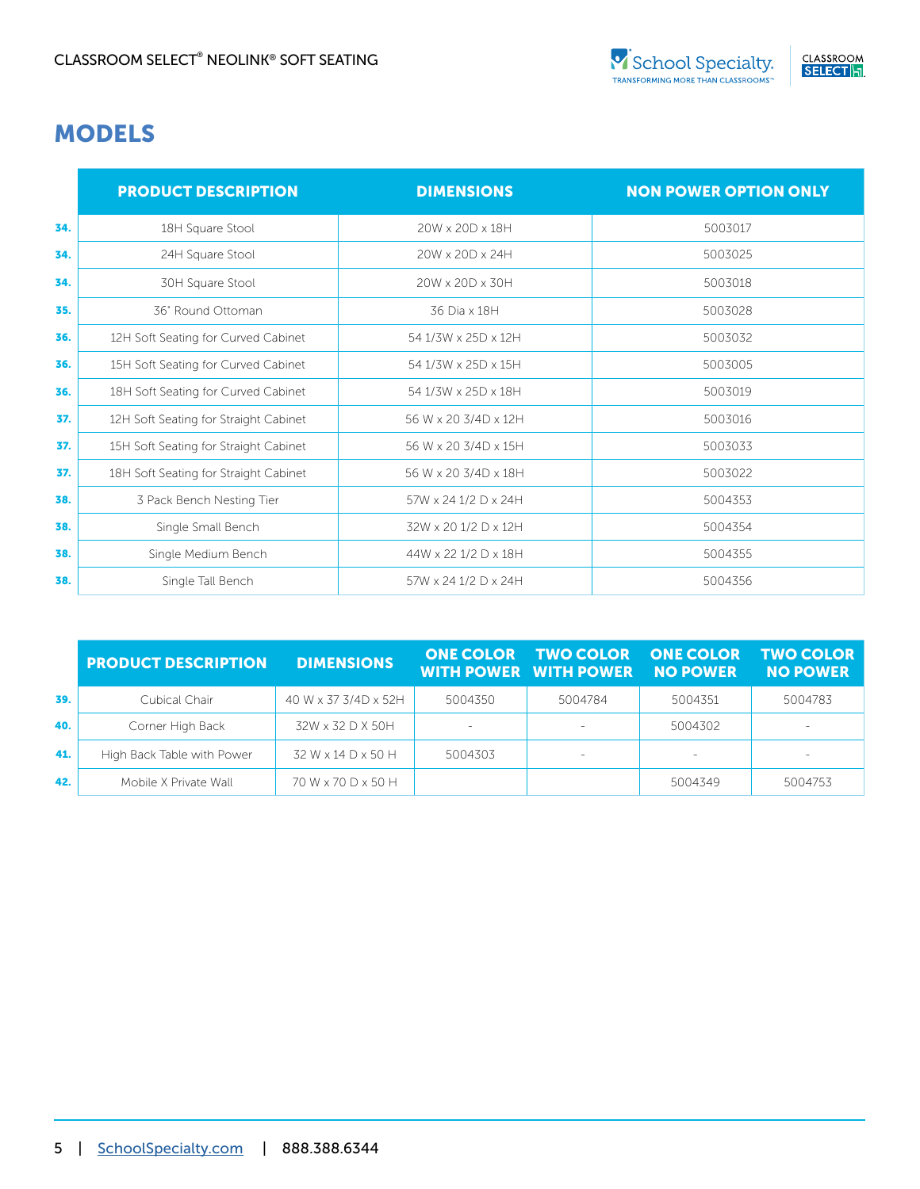## MODELS

| | PRODUCT DESCRIPTION | DIMENSIONS | NON POWER OPTION ONLY |
|---|---|---|---|
| **34.** | 18H Square Stool | 20W x 20D x 18H | 5003017 |
| **34.** | 24H Square Stool | 20W x 20D x 24H | 5003025 |
| **34.** | 30H Square Stool | 20W x 20D x 30H | 5003018 |
| **35.** | 36" Round Ottoman | 36 Dia x 18H | 5003028 |
| **36.** | 12H Soft Seating for Curved Cabinet | 54 1/3W x 25D x 12H | 5003032 |
| **36.** | 15H Soft Seating for Curved Cabinet | 54 1/3W x 25D x 15H | 5003005 |
| **36.** | 18H Soft Seating for Curved Cabinet | 54 1/3W x 25D x 18H | 5003019 |
| **37.** | 12H Soft Seating for Straight Cabinet | 56 W x 20 3/4D x 12H | 5003016 |
| **37.** | 15H Soft Seating for Straight Cabinet | 56 W x 20 3/4D x 15H | 5003033 |
| **37.** | 18H Soft Seating for Straight Cabinet | 56 W x 20 3/4D x 18H | 5003022 |
| **38.** | 3 Pack Bench Nesting Tier | 57W x 24 1/2 D x 24H | 5004353 |
| **38.** | Single Small Bench | 32W x 20 1/2 D x 12H | 5004354 |
| **38.** | Single Medium Bench | 44W x 22 1/2 D x 18H | 5004355 |
| **38.** | Single Tall Bench | 57W x 24 1/2 D x 24H | 5004356 |

| | PRODUCT DESCRIPTION | DIMENSIONS | ONE COLOR WITH POWER | TWO COLOR WITH POWER | ONE COLOR NO POWER | TWO COLOR NO POWER |
|---|---|---|---|---|---|---|
| **39.** | Cubical Chair | 40 W x 37 3/4D x 52H | 5004350 | 5004784 | 5004351 | 5004783 |
| **40.** | Corner High Back | 32W x 32 D X 50H | - | - | 5004302 | - |
| **41.** | High Back Table with Power | 32 W x 14 D x 50 H | 5004303 | - | - | - |
| **42.** | Mobile X Private Wall | 70 W x 70 D x 50 H | | | 5004349 | 5004753 |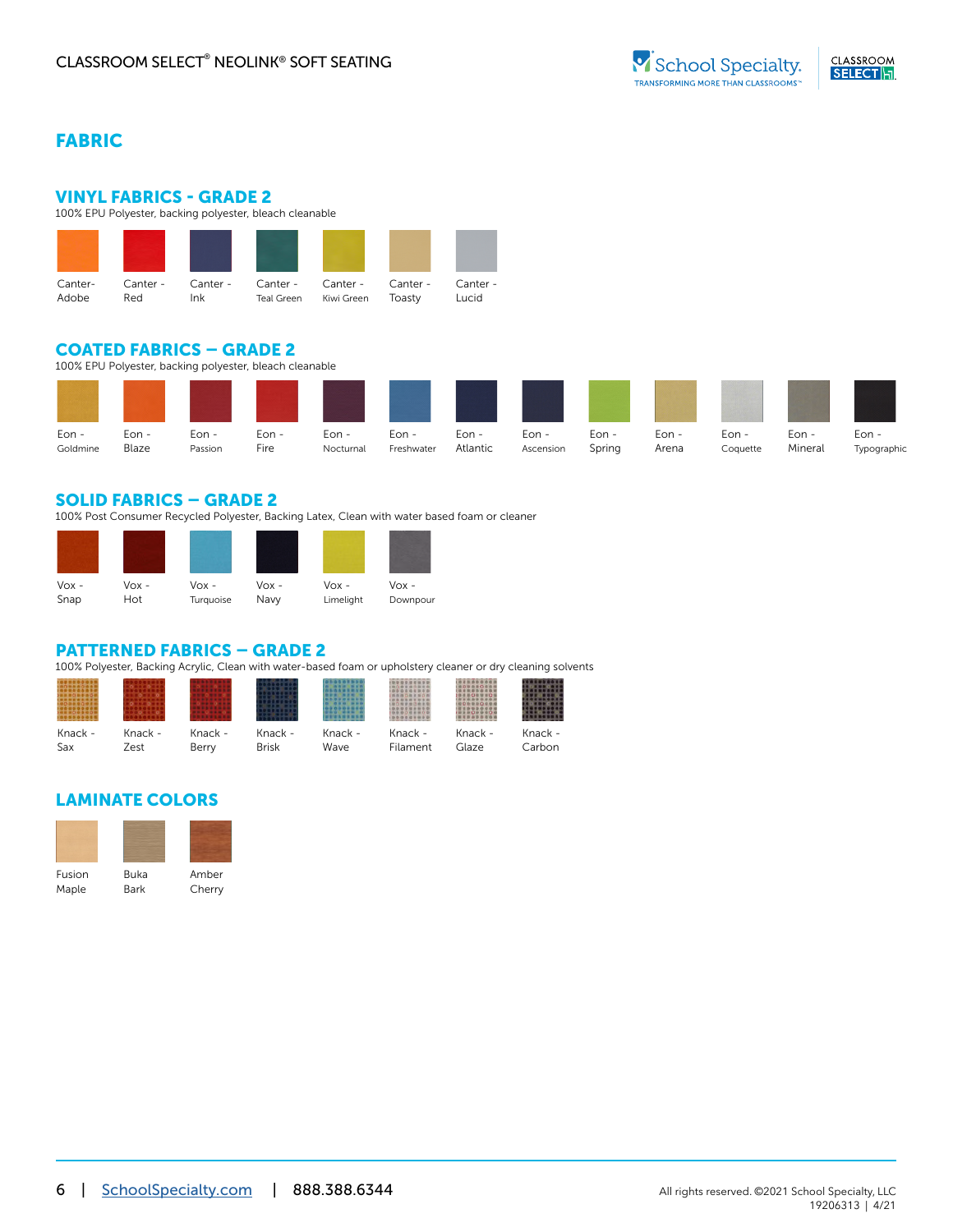# FABRIC

## VINYL FABRICS - GRADE 2

100% EPU Polyester, backing polyester, bleach cleanable

Canter- Adobe
Canter - Red
Canter - Ink
Canter - Teal Green
Canter - Kiwi Green
Canter - Toasty
Canter - Lucid

## COATED FABRICS – GRADE 2

100% EPU Polyester, backing polyester, bleach cleanable

Eon - Goldmine
Eon - Blaze
Eon - Passion
Eon - Fire
Eon - Nocturnal
Eon - Freshwater
Eon - Atlantic
Eon - Ascension
Eon - Spring
Eon - Arena
Eon - Coquette
Eon - Mineral
Eon - Typographic

## SOLID FABRICS – GRADE 2

100% Post Consumer Recycled Polyester, Backing Latex, Clean with water based foam or cleaner

Vox - Snap
Vox - Hot
Vox - Turquoise
Vox - Navy
Vox - Limelight
Vox - Downpour

## PATTERNED FABRICS – GRADE 2

100% Polyester, Backing Acrylic, Clean with water-based foam or upholstery cleaner or dry cleaning solvents

Knack - Sax
Knack - Zest
Knack - Berry
Knack - Brisk
Knack - Wave
Knack - Filament
Knack - Glaze
Knack - Carbon

# LAMINATE COLORS

Fusion Maple
Buka Bark
Amber Cherry

SchoolSpecialty.com | 888.388.6344

All rights reserved. ©2021 School Specialty, LLC
19206313 | 4/21